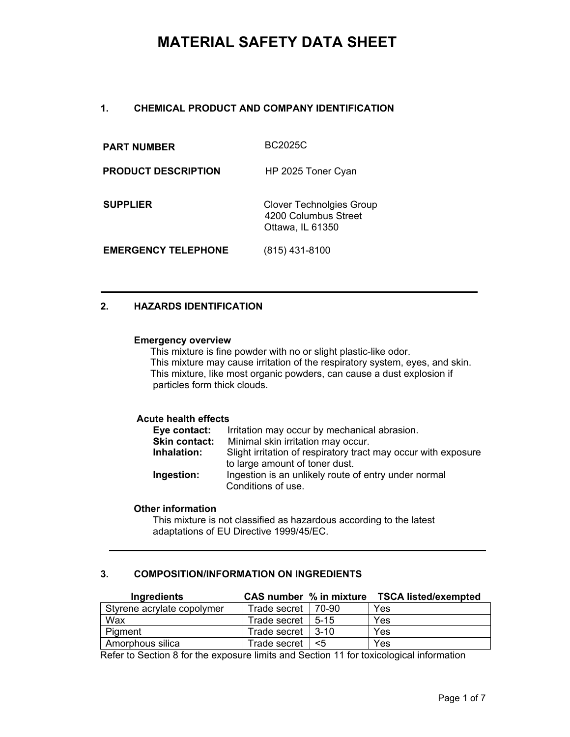# MATERIAL SAFETY DATA SHEET

## 1. CHEMICAL PRODUCT AND COMPANY IDENTIFICATION

**PART NUMBER** BC2025C

**PRODUCT DESCRIPTION** HP 2025 Toner Cyan

**SUPPLIER** Clover Technolgies Group
4200 Columbus Street
Ottawa, IL 61350

**EMERGENCY TELEPHONE** (815) 431-8100

---

## 2. HAZARDS IDENTIFICATION

**Emergency overview**

This mixture is fine powder with no or slight plastic-like odor.
This mixture may cause irritation of the respiratory system, eyes, and skin.
This mixture, like most organic powders, can cause a dust explosion if particles form thick clouds.

**Acute health effects**

**Eye contact:** Irritation may occur by mechanical abrasion.
**Skin contact:** Minimal skin irritation may occur.
**Inhalation:** Slight irritation of respiratory tract may occur with exposure to large amount of toner dust.
**Ingestion:** Ingestion is an unlikely route of entry under normal Conditions of use.

**Other information**

This mixture is not classified as hazardous according to the latest adaptations of EU Directive 1999/45/EC.

---

## 3. COMPOSITION/INFORMATION ON INGREDIENTS

| Ingredients | CAS number | % in mixture | TSCA listed/exempted |
|---|---|---|---|
| Styrene acrylate copolymer | Trade secret | 70-90 | Yes |
| Wax | Trade secret | 5-15 | Yes |
| Pigment | Trade secret | 3-10 | Yes |
| Amorphous silica | Trade secret | <5 | Yes |

Refer to Section 8 for the exposure limits and Section 11 for toxicological information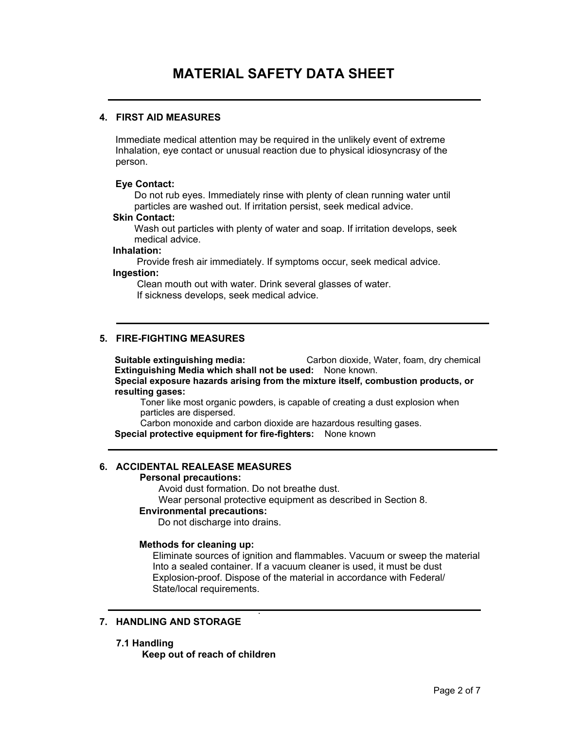// MATERIAL SAFETY DATA SHEET

## 4. FIRST AID MEASURES

Immediate medical attention may be required in the unlikely event of extreme Inhalation, eye contact or unusual reaction due to physical idiosyncrasy of the person.

**Eye Contact:**
Do not rub eyes. Immediately rinse with plenty of clean running water until particles are washed out. If irritation persist, seek medical advice.

**Skin Contact:**
Wash out particles with plenty of water and soap. If irritation develops, seek medical advice.

**Inhalation:**
Provide fresh air immediately. If symptoms occur, seek medical advice.

**Ingestion:**
Clean mouth out with water. Drink several glasses of water.
If sickness develops, seek medical advice.

## 5. FIRE-FIGHTING MEASURES

**Suitable extinguishing media:** Carbon dioxide, Water, foam, dry chemical
**Extinguishing Media which shall not be used:** None known.
**Special exposure hazards arising from the mixture itself, combustion products, or resulting gases:**
Toner like most organic powders, is capable of creating a dust explosion when particles are dispersed.
Carbon monoxide and carbon dioxide are hazardous resulting gases.
**Special protective equipment for fire-fighters:** None known

## 6. ACCIDENTAL REALEASE MEASURES

**Personal precautions:**
Avoid dust formation. Do not breathe dust.
Wear personal protective equipment as described in Section 8.

**Environmental precautions:**
Do not discharge into drains.

**Methods for cleaning up:**
Eliminate sources of ignition and flammables. Vacuum or sweep the material Into a sealed container. If a vacuum cleaner is used, it must be dust Explosion-proof. Dispose of the material in accordance with Federal/ State/local requirements.

## 7. HANDLING AND STORAGE

### 7.1 Handling

**Keep out of reach of children**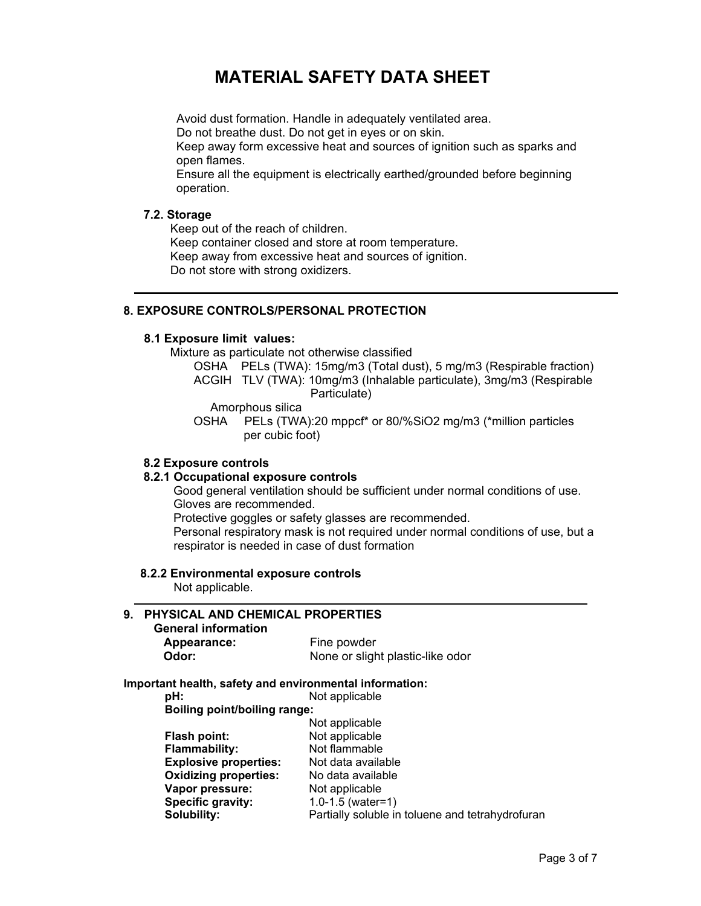# MATERIAL SAFETY DATA SHEET

Avoid dust formation. Handle in adequately ventilated area.
Do not breathe dust. Do not get in eyes or on skin.
Keep away form excessive heat and sources of ignition such as sparks and open flames.
Ensure all the equipment is electrically earthed/grounded before beginning operation.

### 7.2. Storage

Keep out of the reach of children.
Keep container closed and store at room temperature.
Keep away from excessive heat and sources of ignition.
Do not store with strong oxidizers.

---

## 8. EXPOSURE CONTROLS/PERSONAL PROTECTION

### 8.1 Exposure limit values:

Mixture as particulate not otherwise classified

OSHA PELs (TWA): 15mg/m3 (Total dust), 5 mg/m3 (Respirable fraction)
ACGIH TLV (TWA): 10mg/m3 (Inhalable particulate), 3mg/m3 (Respirable Particulate)

Amorphous silica

OSHA PELs (TWA):20 mppcf* or 80/%SiO2 mg/m3 (*million particles per cubic foot)

### 8.2 Exposure controls

#### 8.2.1 Occupational exposure controls

Good general ventilation should be sufficient under normal conditions of use.
Gloves are recommended.
Protective goggles or safety glasses are recommended.
Personal respiratory mask is not required under normal conditions of use, but a respirator is needed in case of dust formation

#### 8.2.2 Environmental exposure controls

Not applicable.

---

## 9. PHYSICAL AND CHEMICAL PROPERTIES

**General information**

**Appearance:** Fine powder
**Odor:** None or slight plastic-like odor

**Important health, safety and environmental information:**

**pH:** Not applicable
**Boiling point/boiling range:** Not applicable
**Flash point:** Not applicable
**Flammability:** Not flammable
**Explosive properties:** Not data available
**Oxidizing properties:** No data available
**Vapor pressure:** Not applicable
**Specific gravity:** 1.0-1.5 (water=1)
**Solubility:** Partially soluble in toluene and tetrahydrofuran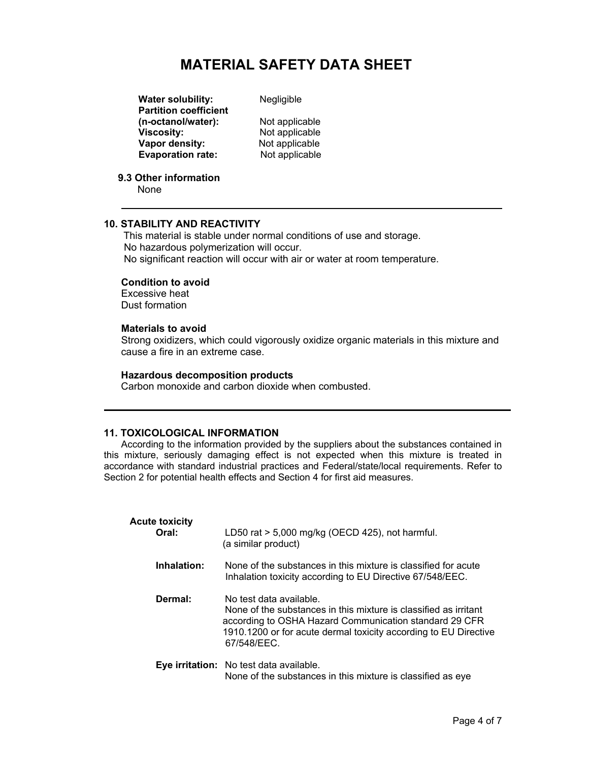| | |
|---|---|
| **Water solubility:** | Negligible |
| **Partition coefficient (n-octanol/water):** | Not applicable |
| **Viscosity:** | Not applicable |
| **Vapor density:** | Not applicable |
| **Evaporation rate:** | Not applicable |

**9.3 Other information**

None

---

## 10. STABILITY AND REACTIVITY

This material is stable under normal conditions of use and storage.
No hazardous polymerization will occur.
No significant reaction will occur with air or water at room temperature.

**Condition to avoid**

Excessive heat
Dust formation

**Materials to avoid**

Strong oxidizers, which could vigorously oxidize organic materials in this mixture and cause a fire in an extreme case.

**Hazardous decomposition products**

Carbon monoxide and carbon dioxide when combusted.

---

## 11. TOXICOLOGICAL INFORMATION

According to the information provided by the suppliers about the substances contained in this mixture, seriously damaging effect is not expected when this mixture is treated in accordance with standard industrial practices and Federal/state/local requirements. Refer to Section 2 for potential health effects and Section 4 for first aid measures.

**Acute toxicity**

**Oral:** LD50 rat > 5,000 mg/kg (OECD 425), not harmful. (a similar product)

**Inhalation:** None of the substances in this mixture is classified for acute Inhalation toxicity according to EU Directive 67/548/EEC.

**Dermal:** No test data available. None of the substances in this mixture is classified as irritant according to OSHA Hazard Communication standard 29 CFR 1910.1200 or for acute dermal toxicity according to EU Directive 67/548/EEC.

**Eye irritation:** No test data available. None of the substances in this mixture is classified as eye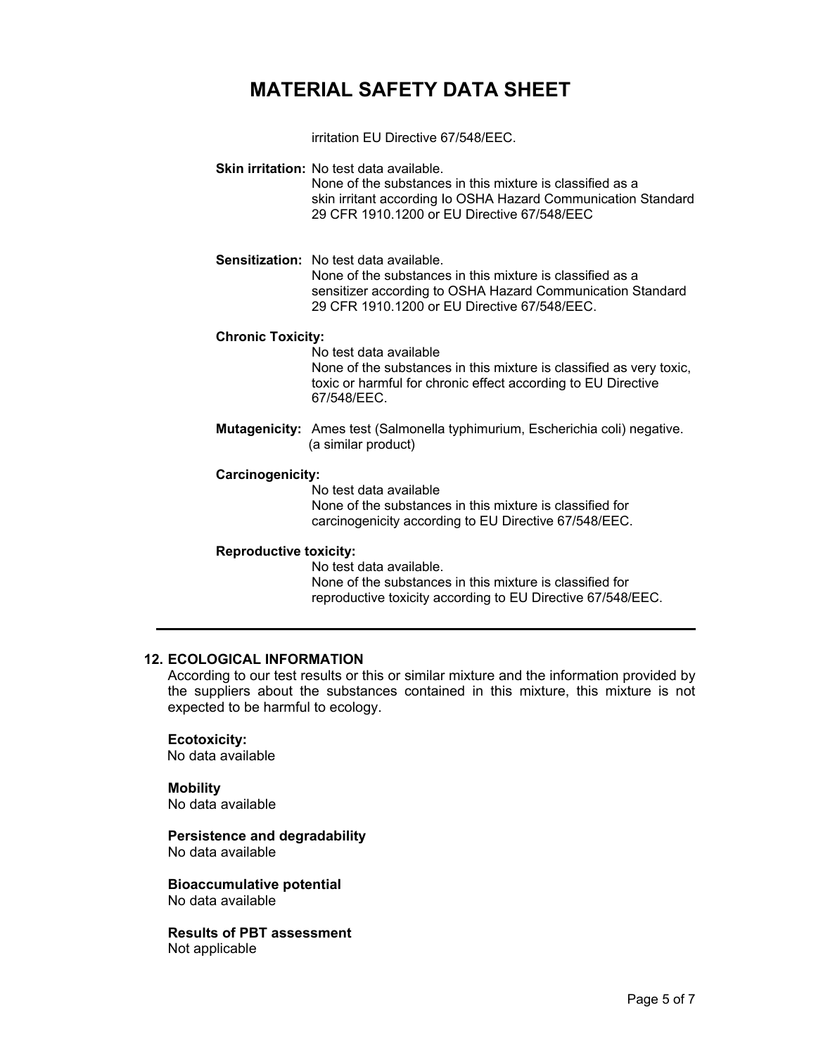irritation EU Directive 67/548/EEC.

**Skin irritation:** No test data available.
None of the substances in this mixture is classified as a skin irritant according Io OSHA Hazard Communication Standard 29 CFR 1910.1200 or EU Directive 67/548/EEC

**Sensitization:** No test data available.
None of the substances in this mixture is classified as a sensitizer according to OSHA Hazard Communication Standard 29 CFR 1910.1200 or EU Directive 67/548/EEC.

**Chronic Toxicity:**
No test data available
None of the substances in this mixture is classified as very toxic, toxic or harmful for chronic effect according to EU Directive 67/548/EEC.

**Mutagenicity:** Ames test (Salmonella typhimurium, Escherichia coli) negative. (a similar product)

**Carcinogenicity:**
No test data available
None of the substances in this mixture is classified for carcinogenicity according to EU Directive 67/548/EEC.

**Reproductive toxicity:**
No test data available.
None of the substances in this mixture is classified for reproductive toxicity according to EU Directive 67/548/EEC.

---

## 12. ECOLOGICAL INFORMATION

According to our test results or this or similar mixture and the information provided by the suppliers about the substances contained in this mixture, this mixture is not expected to be harmful to ecology.

**Ecotoxicity:**
No data available

**Mobility**
No data available

**Persistence and degradability**
No data available

**Bioaccumulative potential**
No data available

**Results of PBT assessment**
Not applicable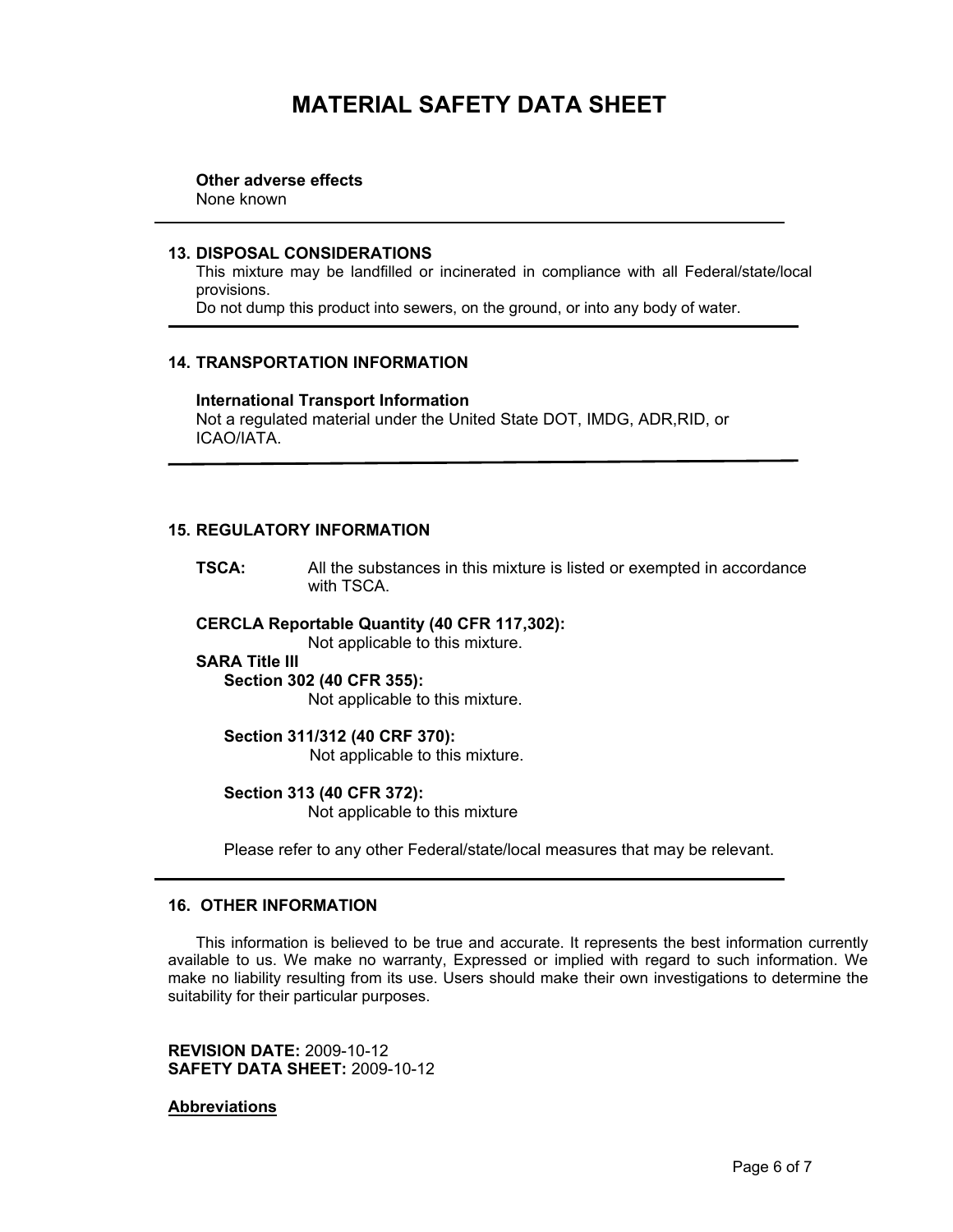**Other adverse effects**
None known

---

## 13. DISPOSAL CONSIDERATIONS

This mixture may be landfilled or incinerated in compliance with all Federal/state/local provisions.
Do not dump this product into sewers, on the ground, or into any body of water.

---

## 14. TRANSPORTATION INFORMATION

**International Transport Information**
Not a regulated material under the United State DOT, IMDG, ADR,RID, or ICAO/IATA.

---

## 15. REGULATORY INFORMATION

**TSCA:** All the substances in this mixture is listed or exempted in accordance with TSCA.

**CERCLA Reportable Quantity (40 CFR 117,302):**
Not applicable to this mixture.

**SARA Title III**

**Section 302 (40 CFR 355):**
Not applicable to this mixture.

**Section 311/312 (40 CRF 370):**
Not applicable to this mixture.

**Section 313 (40 CFR 372):**
Not applicable to this mixture

Please refer to any other Federal/state/local measures that may be relevant.

---

## 16. OTHER INFORMATION

This information is believed to be true and accurate. It represents the best information currently available to us. We make no warranty, Expressed or implied with regard to such information. We make no liability resulting from its use. Users should make their own investigations to determine the suitability for their particular purposes.

**REVISION DATE:** 2009-10-12
**SAFETY DATA SHEET:** 2009-10-12

**Abbreviations**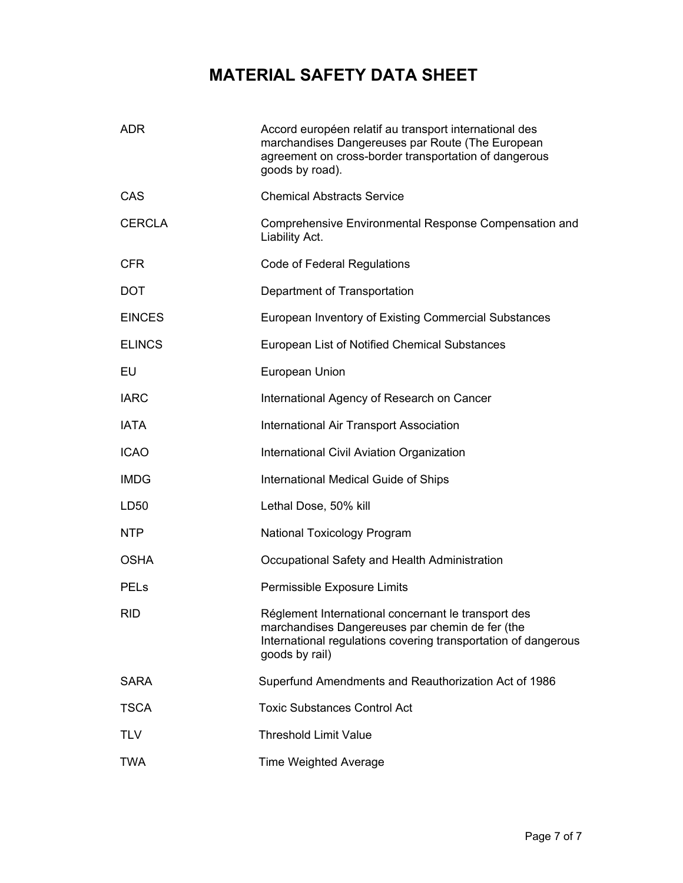# MATERIAL SAFETY DATA SHEET

| | |
|---|---|
| ADR | Accord européen relatif au transport international des marchandises Dangereuses par Route (The European agreement on cross-border transportation of dangerous goods by road). |
| CAS | Chemical Abstracts Service |
| CERCLA | Comprehensive Environmental Response Compensation and Liability Act. |
| CFR | Code of Federal Regulations |
| DOT | Department of Transportation |
| EINCES | European Inventory of Existing Commercial Substances |
| ELINCS | European List of Notified Chemical Substances |
| EU | European Union |
| IARC | International Agency of Research on Cancer |
| IATA | International Air Transport Association |
| ICAO | International Civil Aviation Organization |
| IMDG | International Medical Guide of Ships |
| LD50 | Lethal Dose, 50% kill |
| NTP | National Toxicology Program |
| OSHA | Occupational Safety and Health Administration |
| PELs | Permissible Exposure Limits |
| RID | Réglement International concernant le transport des marchandises Dangereuses par chemin de fer (the International regulations covering transportation of dangerous goods by rail) |
| SARA | Superfund Amendments and Reauthorization Act of 1986 |
| TSCA | Toxic Substances Control Act |
| TLV | Threshold Limit Value |
| TWA | Time Weighted Average |